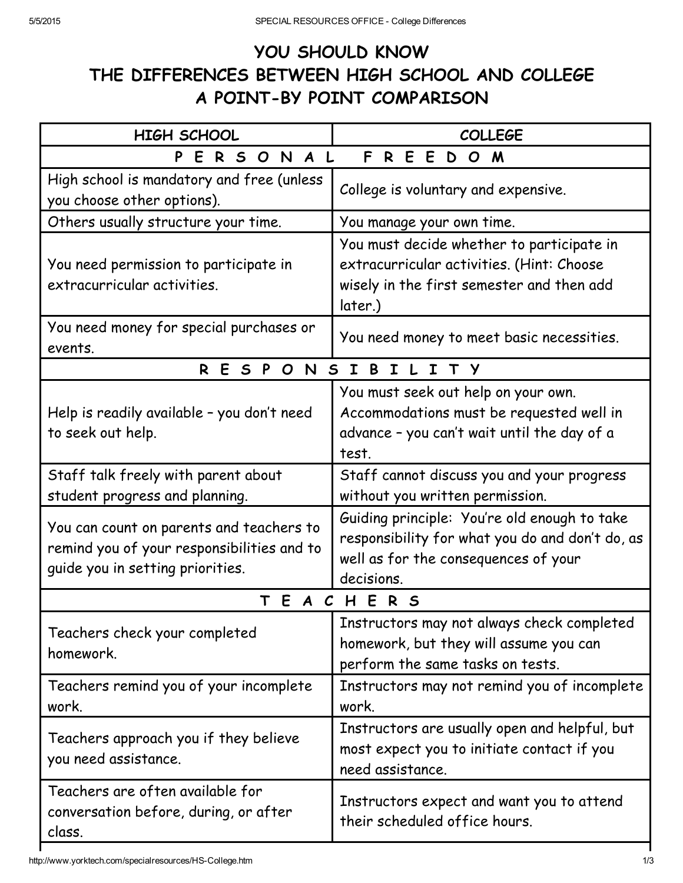# YOU SHOULD KNOW THE DIFFERENCES BETWEEN HIGH SCHOOL AND COLLEGE A POINT-BY POINT COMPARISON

| HIGH SCHOOL | COLLEGE |
|---|---|
| **P E R S O N A L F R E E D O M** | |
| High school is mandatory and free (unless you choose other options). | College is voluntary and expensive. |
| Others usually structure your time. | You manage your own time. |
| You need permission to participate in extracurricular activities. | You must decide whether to participate in extracurricular activities. (Hint: Choose wisely in the first semester and then add later.) |
| You need money for special purchases or events. | You need money to meet basic necessities. |
| **R E S P O N S I B I L I T Y** | |
| Help is readily available – you don't need to seek out help. | You must seek out help on your own. Accommodations must be requested well in advance – you can't wait until the day of a test. |
| Staff talk freely with parent about student progress and planning. | Staff cannot discuss you and your progress without you written permission. |
| You can count on parents and teachers to remind you of your responsibilities and to guide you in setting priorities. | Guiding principle: You're old enough to take responsibility for what you do and don't do, as well as for the consequences of your decisions. |
| **T E A C H E R S** | |
| Teachers check your completed homework. | Instructors may not always check completed homework, but they will assume you can perform the same tasks on tests. |
| Teachers remind you of your incomplete work. | Instructors may not remind you of incomplete work. |
| Teachers approach you if they believe you need assistance. | Instructors are usually open and helpful, but most expect you to initiate contact if you need assistance. |
| Teachers are often available for conversation before, during, or after class. | Instructors expect and want you to attend their scheduled office hours. |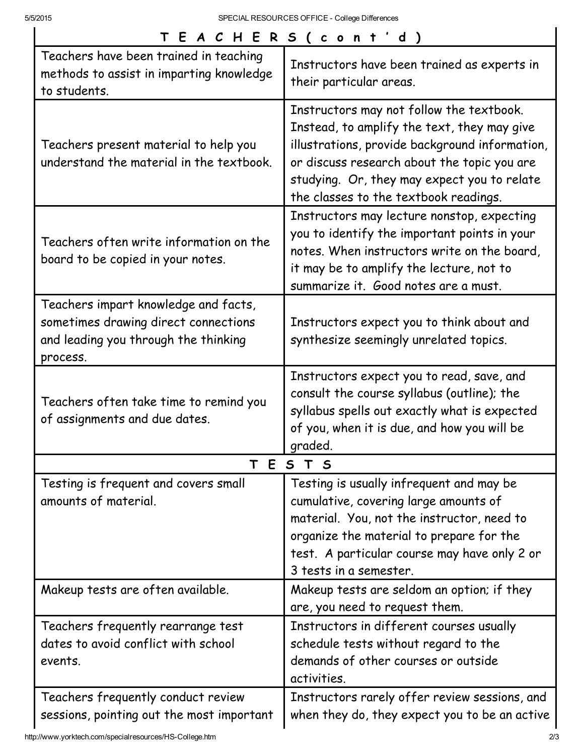| TEACHERS (cont'd) | |
|---|---|
| Teachers have been trained in teaching methods to assist in imparting knowledge to students. | Instructors have been trained as experts in their particular areas. |
| Teachers present material to help you understand the material in the textbook. | Instructors may not follow the textbook. Instead, to amplify the text, they may give illustrations, provide background information, or discuss research about the topic you are studying. Or, they may expect you to relate the classes to the textbook readings. |
| Teachers often write information on the board to be copied in your notes. | Instructors may lecture nonstop, expecting you to identify the important points in your notes. When instructors write on the board, it may be to amplify the lecture, not to summarize it. Good notes are a must. |
| Teachers impart knowledge and facts, sometimes drawing direct connections and leading you through the thinking process. | Instructors expect you to think about and synthesize seemingly unrelated topics. |
| Teachers often take time to remind you of assignments and due dates. | Instructors expect you to read, save, and consult the course syllabus (outline); the syllabus spells out exactly what is expected of you, when it is due, and how you will be graded. |
| **TESTS** | |
| Testing is frequent and covers small amounts of material. | Testing is usually infrequent and may be cumulative, covering large amounts of material. You, not the instructor, need to organize the material to prepare for the test. A particular course may have only 2 or 3 tests in a semester. |
| Makeup tests are often available. | Makeup tests are seldom an option; if they are, you need to request them. |
| Teachers frequently rearrange test dates to avoid conflict with school events. | Instructors in different courses usually schedule tests without regard to the demands of other courses or outside activities. |
| Teachers frequently conduct review sessions, pointing out the most important | Instructors rarely offer review sessions, and when they do, they expect you to be an active |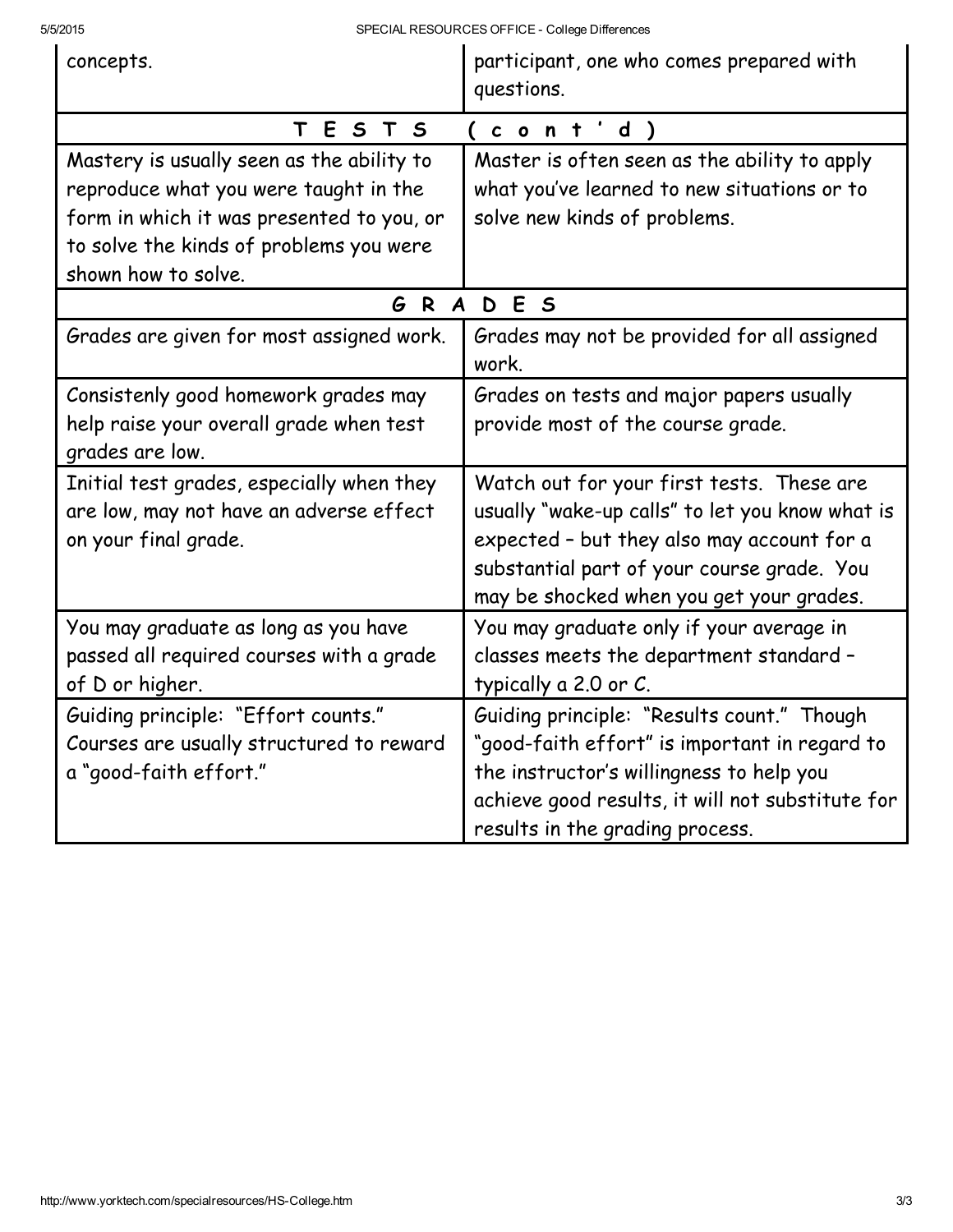| | |
|---|---|
| concepts. | participant, one who comes prepared with questions. |
| **T E S T S ( c o n t ' d )** | |
| Mastery is usually seen as the ability to reproduce what you were taught in the form in which it was presented to you, or to solve the kinds of problems you were shown how to solve. | Master is often seen as the ability to apply what you've learned to new situations or to solve new kinds of problems. |
| **G R A D E S** | |
| Grades are given for most assigned work. | Grades may not be provided for all assigned work. |
| Consistenly good homework grades may help raise your overall grade when test grades are low. | Grades on tests and major papers usually provide most of the course grade. |
| Initial test grades, especially when they are low, may not have an adverse effect on your final grade. | Watch out for your first tests. These are usually "wake-up calls" to let you know what is expected – but they also may account for a substantial part of your course grade. You may be shocked when you get your grades. |
| You may graduate as long as you have passed all required courses with a grade of D or higher. | You may graduate only if your average in classes meets the department standard – typically a 2.0 or C. |
| Guiding principle: "Effort counts." Courses are usually structured to reward a "good-faith effort." | Guiding principle: "Results count." Though "good-faith effort" is important in regard to the instructor's willingness to help you achieve good results, it will not substitute for results in the grading process. |